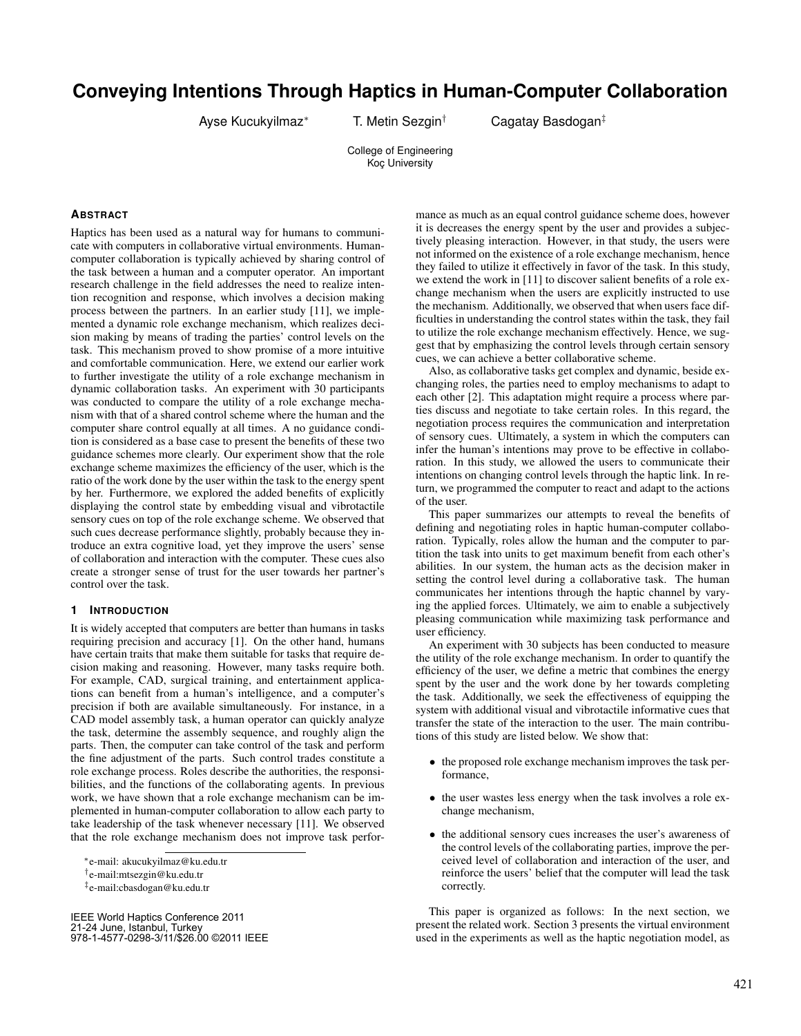# Conveying Intentions Through Haptics in Human-Computer Collaboration

Ayse Kucukyilmaz[*] T. Metin Sezgin[†] Cagatay Basdogan[‡]

College of Engineering
Koç University

## Abstract

Haptics has been used as a natural way for humans to communicate with computers in collaborative virtual environments. Human-computer collaboration is typically achieved by sharing control of the task between a human and a computer operator. An important research challenge in the field addresses the need to realize intention recognition and response, which involves a decision making process between the partners. In an earlier study [11], we implemented a dynamic role exchange mechanism, which realizes decision making by means of trading the parties' control levels on the task. This mechanism proved to show promise of a more intuitive and comfortable communication. Here, we extend our earlier work to further investigate the utility of a role exchange mechanism in dynamic collaboration tasks. An experiment with 30 participants was conducted to compare the utility of a role exchange mechanism with that of a shared control scheme where the human and the computer share control equally at all times. A no guidance condition is considered as a base case to present the benefits of these two guidance schemes more clearly. Our experiment show that the role exchange scheme maximizes the efficiency of the user, which is the ratio of the work done by the user within the task to the energy spent by her. Furthermore, we explored the added benefits of explicitly displaying the control state by embedding visual and vibrotactile sensory cues on top of the role exchange scheme. We observed that such cues decrease performance slightly, probably because they introduce an extra cognitive load, yet they improve the users' sense of collaboration and interaction with the computer. These cues also create a stronger sense of trust for the user towards her partner's control over the task.

## 1 Introduction

It is widely accepted that computers are better than humans in tasks requiring precision and accuracy [1]. On the other hand, humans have certain traits that make them suitable for tasks that require decision making and reasoning. However, many tasks require both. For example, CAD, surgical training, and entertainment applications can benefit from a human's intelligence, and a computer's precision if both are available simultaneously. For instance, in a CAD model assembly task, a human operator can quickly analyze the task, determine the assembly sequence, and roughly align the parts. Then, the computer can take control of the task and perform the fine adjustment of the parts. Such control trades constitute a role exchange process. Roles describe the authorities, the responsibilities, and the functions of the collaborating agents. In previous work, we have shown that a role exchange mechanism can be implemented in human-computer collaboration to allow each party to take leadership of the task whenever necessary [11]. We observed that the role exchange mechanism does not improve task performance as much as an equal control guidance scheme does, however it is decreases the energy spent by the user and provides a subjectively pleasing interaction. However, in that study, the users were not informed on the existence of a role exchange mechanism, hence they failed to utilize it effectively in favor of the task. In this study, we extend the work in [11] to discover salient benefits of a role exchange mechanism when the users are explicitly instructed to use the mechanism. Additionally, we observed that when users face difficulties in understanding the control states within the task, they fail to utilize the role exchange mechanism effectively. Hence, we suggest that by emphasizing the control levels through certain sensory cues, we can achieve a better collaborative scheme.

Also, as collaborative tasks get complex and dynamic, beside exchanging roles, the parties need to employ mechanisms to adapt to each other [2]. This adaptation might require a process where parties discuss and negotiate to take certain roles. In this regard, the negotiation process requires the communication and interpretation of sensory cues. Ultimately, a system in which the computers can infer the human's intentions may prove to be effective in collaboration. In this study, we allowed the users to communicate their intentions on changing control levels through the haptic link. In return, we programmed the computer to react and adapt to the actions of the user.

This paper summarizes our attempts to reveal the benefits of defining and negotiating roles in haptic human-computer collaboration. Typically, roles allow the human and the computer to partition the task into units to get maximum benefit from each other's abilities. In our system, the human acts as the decision maker in setting the control level during a collaborative task. The human communicates her intentions through the haptic channel by varying the applied forces. Ultimately, we aim to enable a subjectively pleasing communication while maximizing task performance and user efficiency.

An experiment with 30 subjects has been conducted to measure the utility of the role exchange mechanism. In order to quantify the efficiency of the user, we define a metric that combines the energy spent by the user and the work done by her towards completing the task. Additionally, we seek the effectiveness of equipping the system with additional visual and vibrotactile informative cues that transfer the state of the interaction to the user. The main contributions of this study are listed below. We show that:

- the proposed role exchange mechanism improves the task performance,
- the user wastes less energy when the task involves a role exchange mechanism,
- the additional sensory cues increases the user's awareness of the control levels of the collaborating parties, improve the perceived level of collaboration and interaction of the user, and reinforce the users' belief that the computer will lead the task correctly.

This paper is organized as follows: In the next section, we present the related work. Section 3 presents the virtual environment used in the experiments as well as the haptic negotiation model, as

[*]e-mail: akucukyilmaz@ku.edu.tr

[†]e-mail:mtsezgin@ku.edu.tr

[‡]e-mail:cbasdogan@ku.edu.tr

IEEE World Haptics Conference 2011
21-24 June, Istanbul, Turkey
978-1-4577-0298-3/11/$26.00 ©2011 IEEE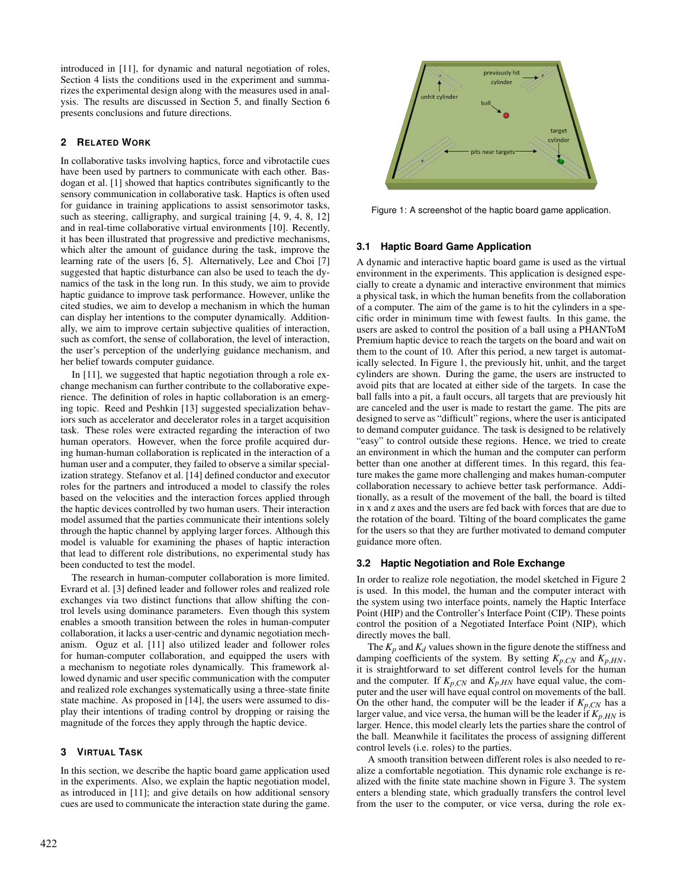introduced in [11], for dynamic and natural negotiation of roles, Section 4 lists the conditions used in the experiment and summarizes the experimental design along with the measures used in analysis. The results are discussed in Section 5, and finally Section 6 presents conclusions and future directions.

## 2 Related Work

In collaborative tasks involving haptics, force and vibrotactile cues have been used by partners to communicate with each other. Basdogan et al. [1] showed that haptics contributes significantly to the sensory communication in collaborative task. Haptics is often used for guidance in training applications to assist sensorimotor tasks, such as steering, calligraphy, and surgical training [4, 9, 4, 8, 12] and in real-time collaborative virtual environments [10]. Recently, it has been illustrated that progressive and predictive mechanisms, which alter the amount of guidance during the task, improve the learning rate of the users [6, 5]. Alternatively, Lee and Choi [7] suggested that haptic disturbance can also be used to teach the dynamics of the task in the long run. In this study, we aim to provide haptic guidance to improve task performance. However, unlike the cited studies, we aim to develop a mechanism in which the human can display her intentions to the computer dynamically. Additionally, we aim to improve certain subjective qualities of interaction, such as comfort, the sense of collaboration, the level of interaction, the user's perception of the underlying guidance mechanism, and her belief towards computer guidance.

In [11], we suggested that haptic negotiation through a role exchange mechanism can further contribute to the collaborative experience. The definition of roles in haptic collaboration is an emerging topic. Reed and Peshkin [13] suggested specialization behaviors such as accelerator and decelerator roles in a target acquisition task. These roles were extracted regarding the interaction of two human operators. However, when the force profile acquired during human-human collaboration is replicated in the interaction of a human user and a computer, they failed to observe a similar specialization strategy. Stefanov et al. [14] defined conductor and executor roles for the partners and introduced a model to classify the roles based on the velocities and the interaction forces applied through the haptic devices controlled by two human users. Their interaction model assumed that the parties communicate their intentions solely through the haptic channel by applying larger forces. Although this model is valuable for examining the phases of haptic interaction that lead to different role distributions, no experimental study has been conducted to test the model.

The research in human-computer collaboration is more limited. Evrard et al. [3] defined leader and follower roles and realized role exchanges via two distinct functions that allow shifting the control levels using dominance parameters. Even though this system enables a smooth transition between the roles in human-computer collaboration, it lacks a user-centric and dynamic negotiation mechanism. Oguz et al. [11] also utilized leader and follower roles for human-computer collaboration, and equipped the users with a mechanism to negotiate roles dynamically. This framework allowed dynamic and user specific communication with the computer and realized role exchanges systematically using a three-state finite state machine. As proposed in [14], the users were assumed to display their intentions of trading control by dropping or raising the magnitude of the forces they apply through the haptic device.

## 3 Virtual Task

In this section, we describe the haptic board game application used in the experiments. Also, we explain the haptic negotiation model, as introduced in [11]; and give details on how additional sensory cues are used to communicate the interaction state during the game.

Figure 1: A screenshot of the haptic board game application.

### 3.1 Haptic Board Game Application

A dynamic and interactive haptic board game is used as the virtual environment in the experiments. This application is designed especially to create a dynamic and interactive environment that mimics a physical task, in which the human benefits from the collaboration of a computer. The aim of the game is to hit the cylinders in a specific order in minimum time with fewest faults. In this game, the users are asked to control the position of a ball using a PHANToM Premium haptic device to reach the targets on the board and wait on them to the count of 10. After this period, a new target is automatically selected. In Figure 1, the previously hit, unhit, and the target cylinders are shown. During the game, the users are instructed to avoid pits that are located at either side of the targets. In case the ball falls into a pit, a fault occurs, all targets that are previously hit are canceled and the user is made to restart the game. The pits are designed to serve as "difficult" regions, where the user is anticipated to demand computer guidance. The task is designed to be relatively "easy" to control outside these regions. Hence, we tried to create an environment in which the human and the computer can perform better than one another at different times. In this regard, this feature makes the game more challenging and makes human-computer collaboration necessary to achieve better task performance. Additionally, as a result of the movement of the ball, the board is tilted in x and z axes and the users are fed back with forces that are due to the rotation of the board. Tilting of the board complicates the game for the users so that they are further motivated to demand computer guidance more often.

### 3.2 Haptic Negotiation and Role Exchange

In order to realize role negotiation, the model sketched in Figure 2 is used. In this model, the human and the computer interact with the system using two interface points, namely the Haptic Interface Point (HIP) and the Controller's Interface Point (CIP). These points control the position of a Negotiated Interface Point (NIP), which directly moves the ball.

The $K_p$ and $K_d$ values shown in the figure denote the stiffness and damping coefficients of the system. By setting $K_{p,CN}$ and $K_{p,HN}$, it is straightforward to set different control levels for the human and the computer. If $K_{p,CN}$ and $K_{p,HN}$ have equal value, the computer and the user will have equal control on movements of the ball. On the other hand, the computer will be the leader if $K_{p,CN}$ has a larger value, and vice versa, the human will be the leader if $K_{p,HN}$ is larger. Hence, this model clearly lets the parties share the control of the ball. Meanwhile it facilitates the process of assigning different control levels (i.e. roles) to the parties.

A smooth transition between different roles is also needed to realize a comfortable negotiation. This dynamic role exchange is realized with the finite state machine shown in Figure 3. The system enters a blending state, which gradually transfers the control level from the user to the computer, or vice versa, during the role ex-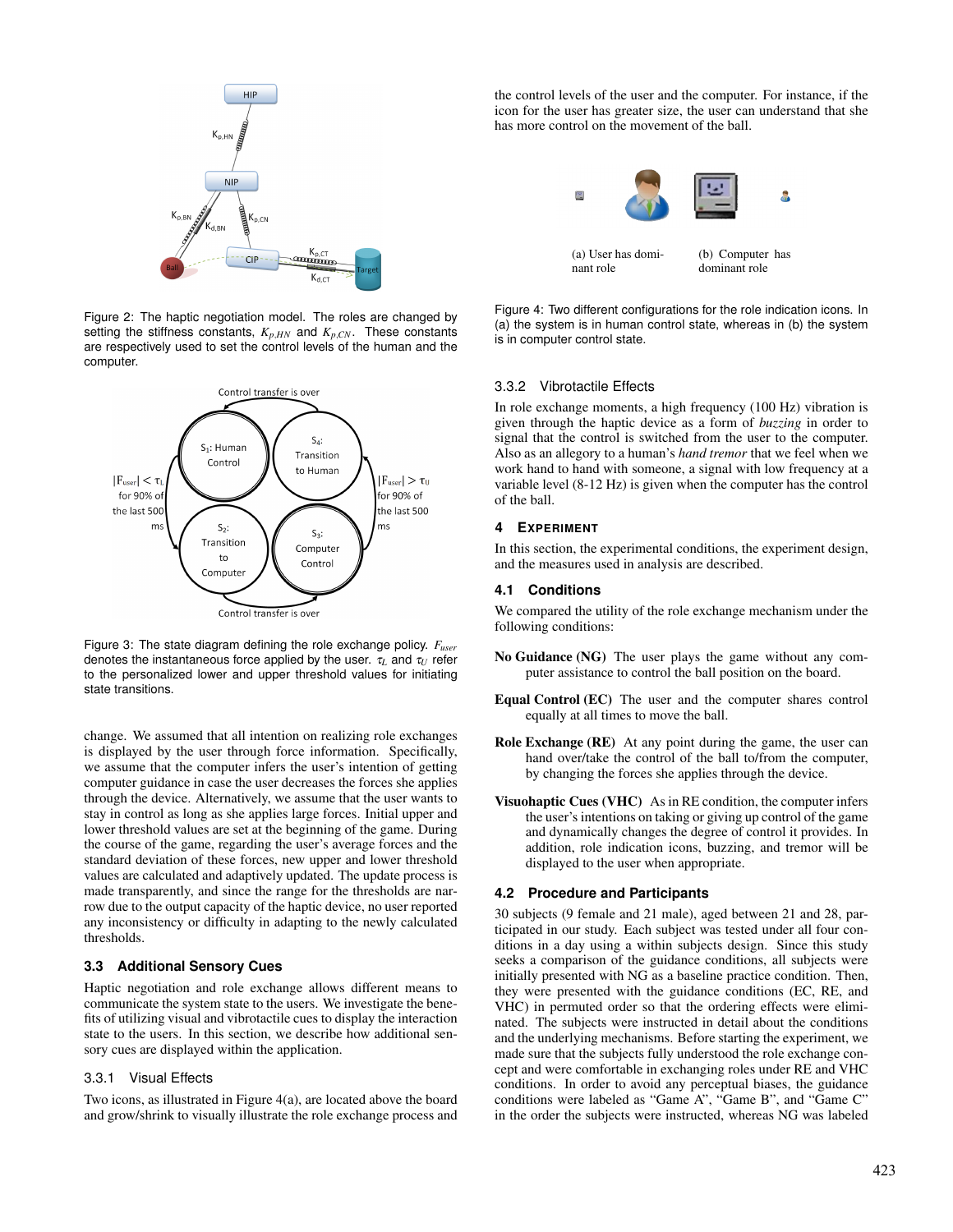Figure 2: The haptic negotiation model. The roles are changed by setting the stiffness constants, $K_{p,HN}$ and $K_{p,CN}$. These constants are respectively used to set the control levels of the human and the computer.

Figure 3: The state diagram defining the role exchange policy. $F_{user}$ denotes the instantaneous force applied by the user. $\tau_L$ and $\tau_U$ refer to the personalized lower and upper threshold values for initiating state transitions.

change. We assumed that all intention on realizing role exchanges is displayed by the user through force information. Specifically, we assume that the computer infers the user's intention of getting computer guidance in case the user decreases the forces she applies through the device. Alternatively, we assume that the user wants to stay in control as long as she applies large forces. Initial upper and lower threshold values are set at the beginning of the game. During the course of the game, regarding the user's average forces and the standard deviation of these forces, new upper and lower threshold values are calculated and adaptively updated. The update process is made transparently, and since the range for the thresholds are narrow due to the output capacity of the haptic device, no user reported any inconsistency or difficulty in adapting to the newly calculated thresholds.

### 3.3 Additional Sensory Cues

Haptic negotiation and role exchange allows different means to communicate the system state to the users. We investigate the benefits of utilizing visual and vibrotactile cues to display the interaction state to the users. In this section, we describe how additional sensory cues are displayed within the application.

#### 3.3.1 Visual Effects

Two icons, as illustrated in Figure 4(a), are located above the board and grow/shrink to visually illustrate the role exchange process and the control levels of the user and the computer. For instance, if the icon for the user has greater size, the user can understand that she has more control on the movement of the ball.

(a) User has dominant role

(b) Computer has dominant role

Figure 4: Two different configurations for the role indication icons. In (a) the system is in human control state, whereas in (b) the system is in computer control state.

#### 3.3.2 Vibrotactile Effects

In role exchange moments, a high frequency (100 Hz) vibration is given through the haptic device as a form of *buzzing* in order to signal that the control is switched from the user to the computer. Also as an allegory to a human's *hand tremor* that we feel when we work hand to hand with someone, a signal with low frequency at a variable level (8-12 Hz) is given when the computer has the control of the ball.

## 4 Experiment

In this section, the experimental conditions, the experiment design, and the measures used in analysis are described.

### 4.1 Conditions

We compared the utility of the role exchange mechanism under the following conditions:

**No Guidance (NG)** The user plays the game without any computer assistance to control the ball position on the board.

**Equal Control (EC)** The user and the computer shares control equally at all times to move the ball.

**Role Exchange (RE)** At any point during the game, the user can hand over/take the control of the ball to/from the computer, by changing the forces she applies through the device.

**Visuohaptic Cues (VHC)** As in RE condition, the computer infers the user's intentions on taking or giving up control of the game and dynamically changes the degree of control it provides. In addition, role indication icons, buzzing, and tremor will be displayed to the user when appropriate.

### 4.2 Procedure and Participants

30 subjects (9 female and 21 male), aged between 21 and 28, participated in our study. Each subject was tested under all four conditions in a day using a within subjects design. Since this study seeks a comparison of the guidance conditions, all subjects were initially presented with NG as a baseline practice condition. Then, they were presented with the guidance conditions (EC, RE, and VHC) in permuted order so that the ordering effects were eliminated. The subjects were instructed in detail about the conditions and the underlying mechanisms. Before starting the experiment, we made sure that the subjects fully understood the role exchange concept and were comfortable in exchanging roles under RE and VHC conditions. In order to avoid any perceptual biases, the guidance conditions were labeled as "Game A", "Game B", and "Game C" in the order the subjects were instructed, whereas NG was labeled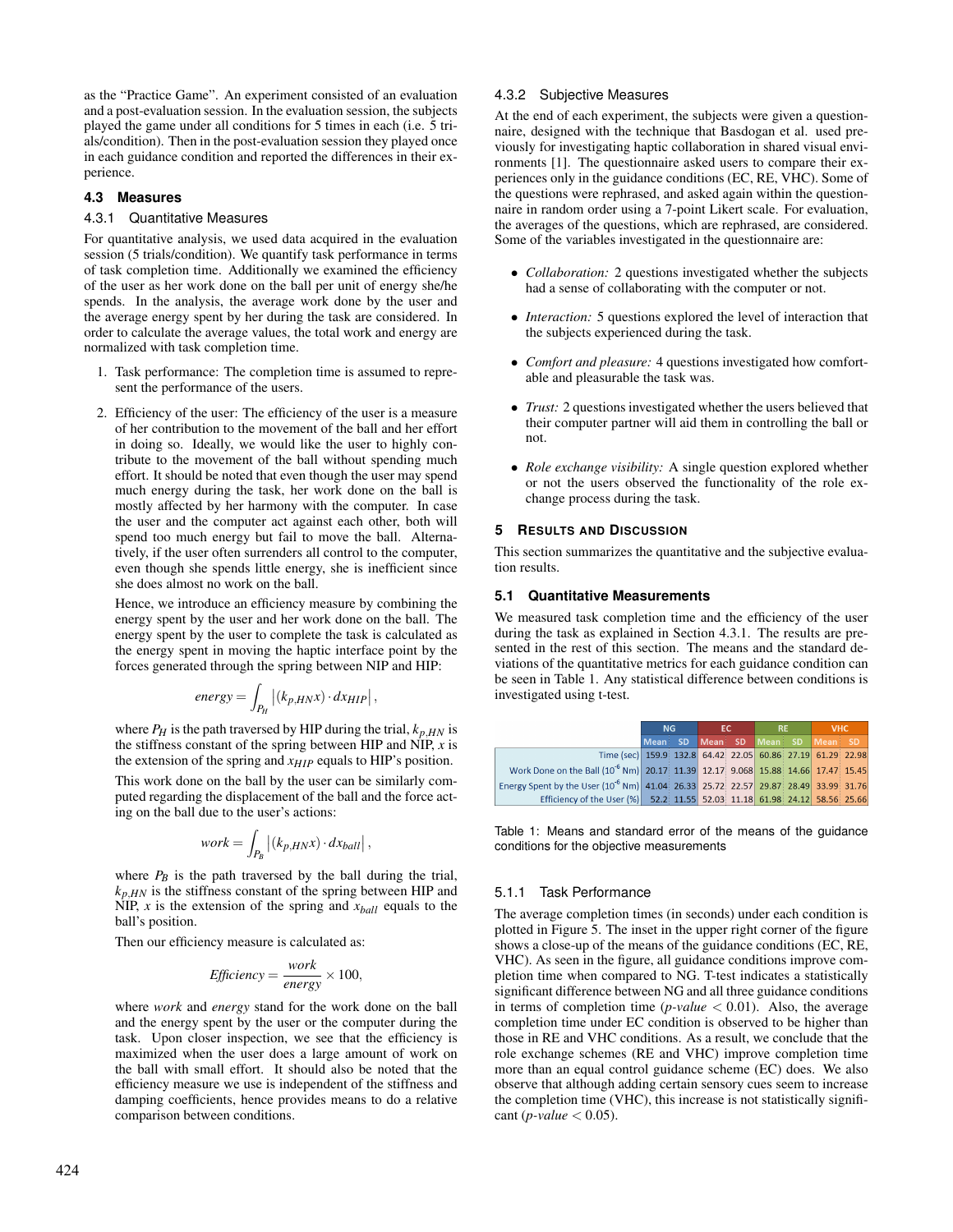as the "Practice Game". An experiment consisted of an evaluation and a post-evaluation session. In the evaluation session, the subjects played the game under all conditions for 5 times in each (i.e. 5 trials/condition). Then in the post-evaluation session they played once in each guidance condition and reported the differences in their experience.

### 4.3 Measures

#### 4.3.1 Quantitative Measures

For quantitative analysis, we used data acquired in the evaluation session (5 trials/condition). We quantify task performance in terms of task completion time. Additionally we examined the efficiency of the user as her work done on the ball per unit of energy she/he spends. In the analysis, the average work done by the user and the average energy spent by her during the task are considered. In order to calculate the average values, the total work and energy are normalized with task completion time.

1. Task performance: The completion time is assumed to represent the performance of the users.
2. Efficiency of the user: The efficiency of the user is a measure of her contribution to the movement of the ball and her effort in doing so. Ideally, we would like the user to highly contribute to the movement of the ball without spending much effort. It should be noted that even though the user may spend much energy during the task, her work done on the ball is mostly affected by her harmony with the computer. In case the user and the computer act against each other, both will spend too much energy but fail to move the ball. Alternatively, if the user often surrenders all control to the computer, even though she spends little energy, she is inefficient since she does almost no work on the ball.

   Hence, we introduce an efficiency measure by combining the energy spent by the user and her work done on the ball. The energy spent by the user to complete the task is calculated as the energy spent in moving the haptic interface point by the forces generated through the spring between NIP and HIP:

$$energy = \int_{P_H} \left| (k_{p,HN} x) \cdot dx_{HIP} \right|,$$

   where $P_H$ is the path traversed by HIP during the trial, $k_{p,HN}$ is the stiffness constant of the spring between HIP and NIP, $x$ is the extension of the spring and $x_{HIP}$ equals to HIP's position.

   This work done on the ball by the user can be similarly computed regarding the displacement of the ball and the force acting on the ball due to the user's actions:

$$work = \int_{P_B} \left| (k_{p,HN} x) \cdot dx_{ball} \right|,$$

   where $P_B$ is the path traversed by the ball during the trial, $k_{p,HN}$ is the stiffness constant of the spring between HIP and NIP, $x$ is the extension of the spring and $x_{ball}$ equals to the ball's position.

   Then our efficiency measure is calculated as:

$$Efficiency = \frac{work}{energy} \times 100,$$

   where *work* and *energy* stand for the work done on the ball and the energy spent by the user or the computer during the task. Upon closer inspection, we see that the efficiency is maximized when the user does a large amount of work on the ball with small effort. It should also be noted that the efficiency measure we use is independent of the stiffness and damping coefficients, hence provides means to do a relative comparison between conditions.

#### 4.3.2 Subjective Measures

At the end of each experiment, the subjects were given a questionnaire, designed with the technique that Basdogan et al. used previously for investigating haptic collaboration in shared visual environments [1]. The questionnaire asked users to compare their experiences only in the guidance conditions (EC, RE, VHC). Some of the questions were rephrased, and asked again within the questionnaire in random order using a 7-point Likert scale. For evaluation, the averages of the questions, which are rephrased, are considered. Some of the variables investigated in the questionnaire are:

- *Collaboration:* 2 questions investigated whether the subjects had a sense of collaborating with the computer or not.
- *Interaction:* 5 questions explored the level of interaction that the subjects experienced during the task.
- *Comfort and pleasure:* 4 questions investigated how comfortable and pleasurable the task was.
- *Trust:* 2 questions investigated whether the users believed that their computer partner will aid them in controlling the ball or not.
- *Role exchange visibility:* A single question explored whether or not the users observed the functionality of the role exchange process during the task.

## 5 Results and Discussion

This section summarizes the quantitative and the subjective evaluation results.

### 5.1 Quantitative Measurements

We measured task completion time and the efficiency of the user during the task as explained in Section 4.3.1. The results are presented in the rest of this section. The means and the standard deviations of the quantitative metrics for each guidance condition can be seen in Table 1. Any statistical difference between conditions is investigated using t-test.

| | NG | | EC | | RE | | VHC | |
|---|---|---|---|---|---|---|---|---|
| | Mean | SD | Mean | SD | Mean | SD | Mean | SD |
| Time (sec) | 159.9 | 132.8 | 64.42 | 22.05 | 60.86 | 27.19 | 61.29 | 22.98 |
| Work Done on the Ball ($10^{-6}$ Nm) | 20.17 | 11.39 | 12.17 | 9.068 | 15.88 | 14.66 | 17.47 | 15.45 |
| Energy Spent by the User ($10^{-6}$ Nm) | 41.04 | 26.33 | 25.72 | 22.57 | 29.87 | 28.49 | 33.99 | 31.76 |
| Efficiency of the User (%) | 52.2 | 11.55 | 52.03 | 11.18 | 61.98 | 24.12 | 58.56 | 25.66 |

Table 1: Means and standard error of the means of the guidance conditions for the objective measurements

#### 5.1.1 Task Performance

The average completion times (in seconds) under each condition is plotted in Figure 5. The inset in the upper right corner of the figure shows a close-up of the means of the guidance conditions (EC, RE, VHC). As seen in the figure, all guidance conditions improve completion time when compared to NG. T-test indicates a statistically significant difference between NG and all three guidance conditions in terms of completion time (*p-value* $< 0.01$). Also, the average completion time under EC condition is observed to be higher than those in RE and VHC conditions. As a result, we conclude that the role exchange schemes (RE and VHC) improve completion time more than an equal control guidance scheme (EC) does. We also observe that although adding certain sensory cues seem to increase the completion time (VHC), this increase is not statistically significant (*p-value* $< 0.05$).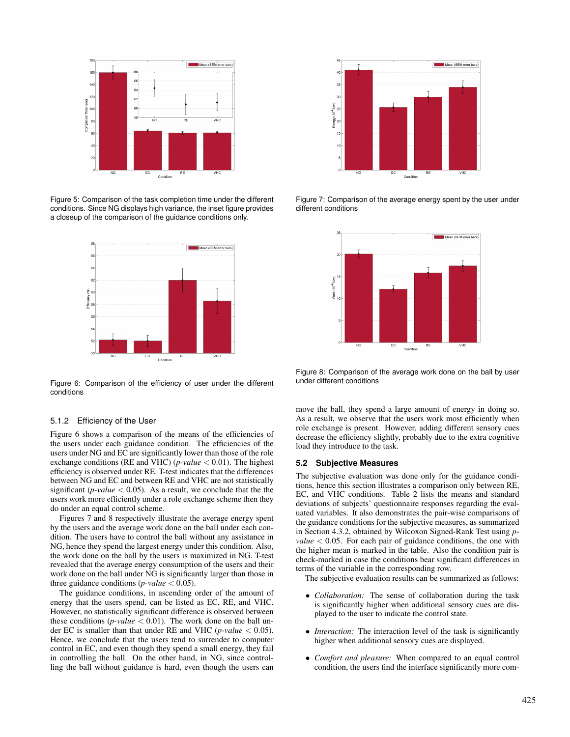Figure 5: Comparison of the task completion time under the different conditions. Since NG displays high variance, the inset figure provides a closeup of the comparison of the guidance conditions only.

Figure 6: Comparison of the efficiency of user under the different conditions

#### 5.1.2 Efficiency of the User

Figure 6 shows a comparison of the means of the efficiencies of the users under each guidance condition. The efficiencies of the users under NG and EC are significantly lower than those of the role exchange conditions (RE and VHC) (*p-value* $< 0.01$). The highest efficiency is observed under RE. T-test indicates that the differences between NG and EC and between RE and VHC are not statistically significant (*p-value* $< 0.05$). As a result, we conclude that the the users work more efficiently under a role exchange scheme then they do under an equal control scheme.

Figures 7 and 8 respectively illustrate the average energy spent by the users and the average work done on the ball under each condition. The users have to control the ball without any assistance in NG, hence they spend the largest energy under this condition. Also, the work done on the ball by the users is maximized in NG. T-test revealed that the average energy consumption of the users and their work done on the ball under NG is significantly larger than those in three guidance conditions (*p-value* $< 0.05$).

The guidance conditions, in ascending order of the amount of energy that the users spend, can be listed as EC, RE, and VHC. However, no statistically significant difference is observed between these conditions (*p-value* $< 0.01$). The work done on the ball under EC is smaller than that under RE and VHC (*p-value* $< 0.05$). Hence, we conclude that the users tend to surrender to computer control in EC, and even though they spend a small energy, they fail in controlling the ball. On the other hand, in NG, since controlling the ball without guidance is hard, even though the users can move the ball, they spend a large amount of energy in doing so. As a result, we observe that the users work most efficiently when role exchange is present. However, adding different sensory cues decrease the efficiency slightly, probably due to the extra cognitive load they introduce to the task.

Figure 7: Comparison of the average energy spent by the user under different conditions

Figure 8: Comparison of the average work done on the ball by user under different conditions

### 5.2 Subjective Measures

The subjective evaluation was done only for the guidance conditions, hence this section illustrates a comparison only between RE, EC, and VHC conditions. Table 2 lists the means and standard deviations of subjects' questionnaire responses regarding the evaluated variables. It also demonstrates the pair-wise comparisons of the guidance conditions for the subjective measures, as summarized in Section 4.3.2, obtained by Wilcoxon Signed-Rank Test using *p-value* $< 0.05$. For each pair of guidance conditions, the one with the higher mean is marked in the table. Also the condition pair is check-marked in case the conditions bear significant differences in terms of the variable in the corresponding row.

The subjective evaluation results can be summarized as follows:

- *Collaboration:* The sense of collaboration during the task is significantly higher when additional sensory cues are displayed to the user to indicate the control state.
- *Interaction:* The interaction level of the task is significantly higher when additional sensory cues are displayed.
- *Comfort and pleasure:* When compared to an equal control condition, the users find the interface significantly more com-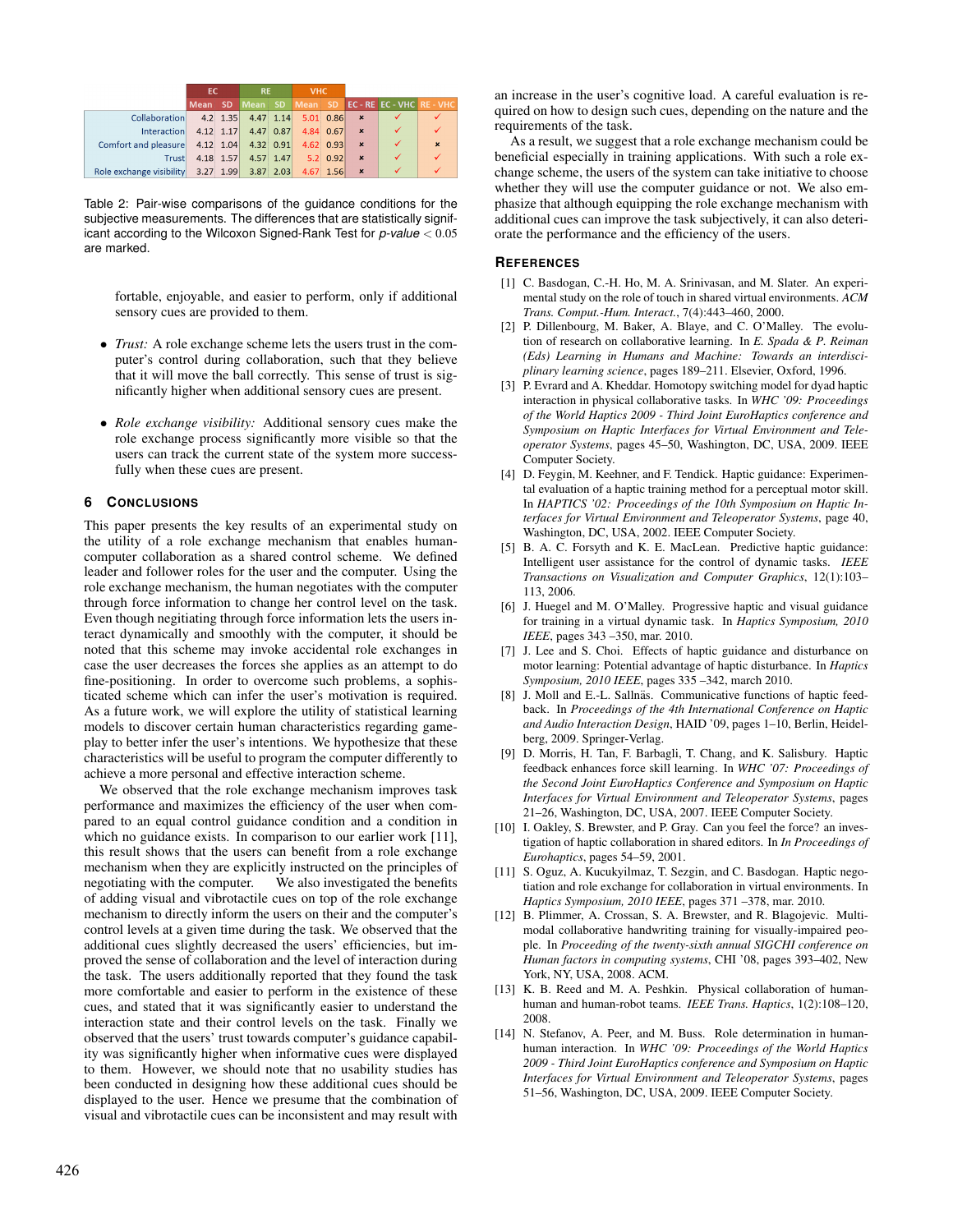| | EC | | RE | | VHC | | | | |
|---|---|---|---|---|---|---|---|---|---|
| | Mean | SD | Mean | SD | Mean | SD | EC - RE | EC - VHC | RE - VHC |
| Collaboration | 4.2 | 1.35 | 4.47 | 1.14 | 5.01 | 0.86 | × | ✓ | ✓ |
| Interaction | 4.12 | 1.17 | 4.47 | 0.87 | 4.84 | 0.67 | × | ✓ | ✓ |
| Comfort and pleasure | 4.12 | 1.04 | 4.32 | 0.91 | 4.62 | 0.93 | × | ✓ | × |
| Trust | 4.18 | 1.57 | 4.57 | 1.47 | 5.2 | 0.92 | × | ✓ | ✓ |
| Role exchange visibility | 3.27 | 1.99 | 3.87 | 2.03 | 4.67 | 1.56 | × | ✓ | ✓ |

Table 2: Pair-wise comparisons of the guidance conditions for the subjective measurements. The differences that are statistically significant according to the Wilcoxon Signed-Rank Test for *p-value* $< 0.05$ are marked.

fortable, enjoyable, and easier to perform, only if additional sensory cues are provided to them.

- *Trust:* A role exchange scheme lets the users trust in the computer's control during collaboration, such that they believe that it will move the ball correctly. This sense of trust is significantly higher when additional sensory cues are present.

- *Role exchange visibility:* Additional sensory cues make the role exchange process significantly more visible so that the users can track the current state of the system more successfully when these cues are present.

## 6 Conclusions

This paper presents the key results of an experimental study on the utility of a role exchange mechanism that enables human-computer collaboration as a shared control scheme. We defined leader and follower roles for the user and the computer. Using the role exchange mechanism, the human negotiates with the computer through force information to change her control level on the task. Even though negitiating through force information lets the users interact dynamically and smoothly with the computer, it should be noted that this scheme may invoke accidental role exchanges in case the user decreases the forces she applies as an attempt to do fine-positioning. In order to overcome such problems, a sophisticated scheme which can infer the user's motivation is required. As a future work, we will explore the utility of statistical learning models to discover certain human characteristics regarding game-play to better infer the user's intentions. We hypothesize that these characteristics will be useful to program the computer differently to achieve a more personal and effective interaction scheme.

We observed that the role exchange mechanism improves task performance and maximizes the efficiency of the user when compared to an equal control guidance condition and a condition in which no guidance exists. In comparison to our earlier work [11], this result shows that the users can benefit from a role exchange mechanism when they are explicitly instructed on the principles of negotiating with the computer. We also investigated the benefits of adding visual and vibrotactile cues on top of the role exchange mechanism to directly inform the users on their and the computer's control levels at a given time during the task. We observed that the additional cues slightly decreased the users' efficiencies, but improved the sense of collaboration and the level of interaction during the task. The users additionally reported that they found the task more comfortable and easier to perform in the existence of these cues, and stated that it was significantly easier to understand the interaction state and their control levels on the task. Finally we observed that the users' trust towards computer's guidance capability was significantly higher when informative cues were displayed to them. However, we should note that no usability studies has been conducted in designing how these additional cues should be displayed to the user. Hence we presume that the combination of visual and vibrotactile cues can be inconsistent and may result with an increase in the user's cognitive load. A careful evaluation is required on how to design such cues, depending on the nature and the requirements of the task.

As a result, we suggest that a role exchange mechanism could be beneficial especially in training applications. With such a role exchange scheme, the users of the system can take initiative to choose whether they will use the computer guidance or not. We also emphasize that although equipping the role exchange mechanism with additional cues can improve the task subjectively, it can also deteriorate the performance and the efficiency of the users.

## References

[1] C. Basdogan, C.-H. Ho, M. A. Srinivasan, and M. Slater. An experimental study on the role of touch in shared virtual environments. *ACM Trans. Comput.-Hum. Interact.*, 7(4):443–460, 2000.

[2] P. Dillenbourg, M. Baker, A. Blaye, and C. O'Malley. The evolution of research on collaborative learning. In *E. Spada & P. Reiman (Eds) Learning in Humans and Machine: Towards an interdisciplinary learning science*, pages 189–211. Elsevier, Oxford, 1996.

[3] P. Evrard and A. Kheddar. Homotopy switching model for dyad haptic interaction in physical collaborative tasks. In *WHC '09: Proceedings of the World Haptics 2009 - Third Joint EuroHaptics conference and Symposium on Haptic Interfaces for Virtual Environment and Teleoperator Systems*, pages 45–50, Washington, DC, USA, 2009. IEEE Computer Society.

[4] D. Feygin, M. Keehner, and F. Tendick. Haptic guidance: Experimental evaluation of a haptic training method for a perceptual motor skill. In *HAPTICS '02: Proceedings of the 10th Symposium on Haptic Interfaces for Virtual Environment and Teleoperator Systems*, page 40, Washington, DC, USA, 2002. IEEE Computer Society.

[5] B. A. C. Forsyth and K. E. MacLean. Predictive haptic guidance: Intelligent user assistance for the control of dynamic tasks. *IEEE Transactions on Visualization and Computer Graphics*, 12(1):103–113, 2006.

[6] J. Huegel and M. O'Malley. Progressive haptic and visual guidance for training in a virtual dynamic task. In *Haptics Symposium, 2010 IEEE*, pages 343 –350, mar. 2010.

[7] J. Lee and S. Choi. Effects of haptic guidance and disturbance on motor learning: Potential advantage of haptic disturbance. In *Haptics Symposium, 2010 IEEE*, pages 335 –342, march 2010.

[8] J. Moll and E.-L. Sallnäs. Communicative functions of haptic feedback. In *Proceedings of the 4th International Conference on Haptic and Audio Interaction Design*, HAID '09, pages 1–10, Berlin, Heidelberg, 2009. Springer-Verlag.

[9] D. Morris, H. Tan, F. Barbagli, T. Chang, and K. Salisbury. Haptic feedback enhances force skill learning. In *WHC '07: Proceedings of the Second Joint EuroHaptics Conference and Symposium on Haptic Interfaces for Virtual Environment and Teleoperator Systems*, pages 21–26, Washington, DC, USA, 2007. IEEE Computer Society.

[10] I. Oakley, S. Brewster, and P. Gray. Can you feel the force? an investigation of haptic collaboration in shared editors. In *In Proceedings of Eurohaptics*, pages 54–59, 2001.

[11] S. Oguz, A. Kucukyilmaz, T. Sezgin, and C. Basdogan. Haptic negotiation and role exchange for collaboration in virtual environments. In *Haptics Symposium, 2010 IEEE*, pages 371 –378, mar. 2010.

[12] B. Plimmer, A. Crossan, S. A. Brewster, and R. Blagojevic. Multimodal collaborative handwriting training for visually-impaired people. In *Proceeding of the twenty-sixth annual SIGCHI conference on Human factors in computing systems*, CHI '08, pages 393–402, New York, NY, USA, 2008. ACM.

[13] K. B. Reed and M. A. Peshkin. Physical collaboration of human-human and human-robot teams. *IEEE Trans. Haptics*, 1(2):108–120, 2008.

[14] N. Stefanov, A. Peer, and M. Buss. Role determination in human-human interaction. In *WHC '09: Proceedings of the World Haptics 2009 - Third Joint EuroHaptics conference and Symposium on Haptic Interfaces for Virtual Environment and Teleoperator Systems*, pages 51–56, Washington, DC, USA, 2009. IEEE Computer Society.